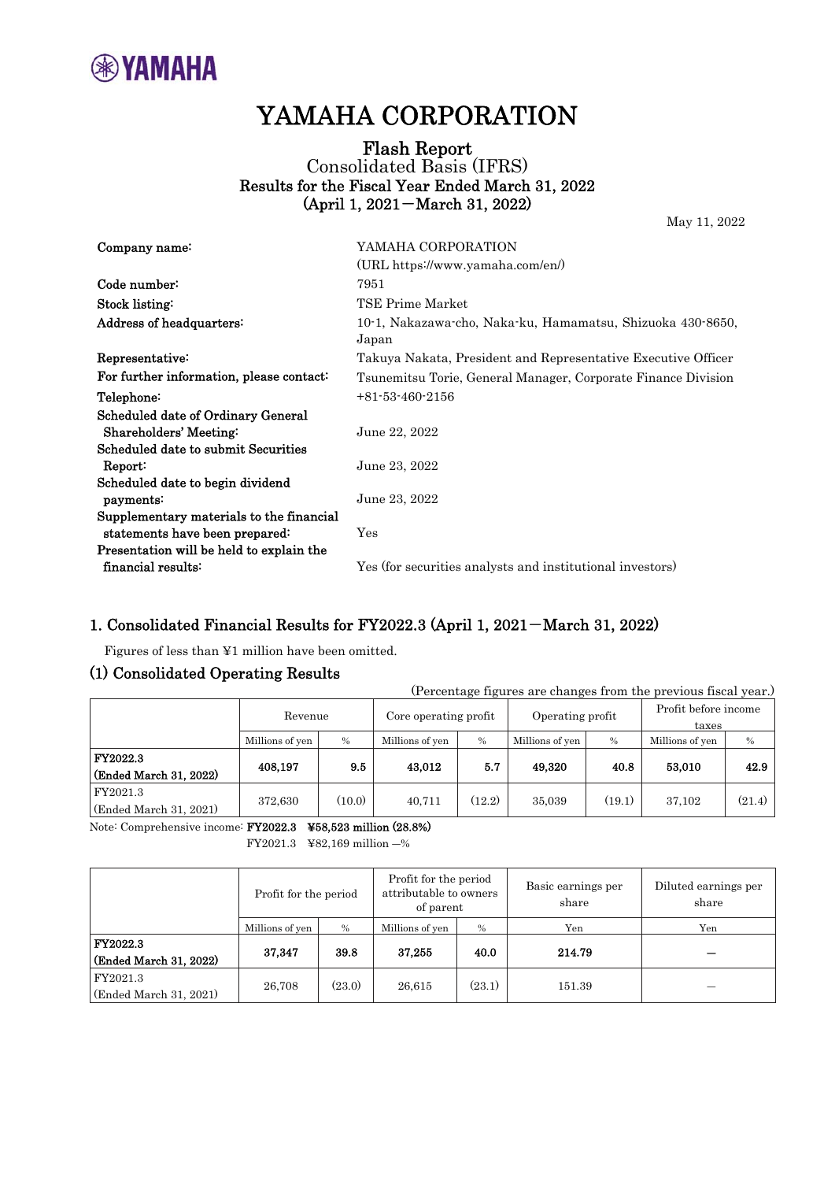YAMAHA

# YAMAHA CORPORATION

## Flash Report

Consolidated Basis (IFRS)

**Results for the Fiscal Year Ended March 31, 2022**
**(April 1, 2021—March 31, 2022)**

May 11, 2022

| | |
|---|---|
| **Company name:** | YAMAHA CORPORATION (URL https://www.yamaha.com/en/) |
| **Code number:** | 7951 |
| **Stock listing:** | TSE Prime Market |
| **Address of headquarters:** | 10-1, Nakazawa-cho, Naka-ku, Hamamatsu, Shizuoka 430-8650, Japan |
| **Representative:** | Takuya Nakata, President and Representative Executive Officer |
| **For further information, please contact:** | Tsunemitsu Torie, General Manager, Corporate Finance Division |
| **Telephone:** | +81-53-460-2156 |
| **Scheduled date of Ordinary General Shareholders' Meeting:** | June 22, 2022 |
| **Scheduled date to submit Securities Report:** | June 23, 2022 |
| **Scheduled date to begin dividend payments:** | June 23, 2022 |
| **Supplementary materials to the financial statements have been prepared:** | Yes |
| **Presentation will be held to explain the financial results:** | Yes (for securities analysts and institutional investors) |

## 1. Consolidated Financial Results for FY2022.3 (April 1, 2021—March 31, 2022)

Figures of less than ¥1 million have been omitted.

### (1) Consolidated Operating Results

(Percentage figures are changes from the previous fiscal year.)

| | Revenue | | Core operating profit | | Operating profit | | Profit before income taxes | |
|---|---|---|---|---|---|---|---|---|
| | Millions of yen | % | Millions of yen | % | Millions of yen | % | Millions of yen | % |
| **FY2022.3 (Ended March 31, 2022)** | **408,197** | **9.5** | **43,012** | **5.7** | **49,320** | **40.8** | **53,010** | **42.9** |
| FY2021.3 (Ended March 31, 2021) | 372,630 | (10.0) | 40,711 | (12.2) | 35,039 | (19.1) | 37,102 | (21.4) |

Note: Comprehensive income: **FY2022.3 ¥58,523 million (28.8%)**
FY2021.3 ¥82,169 million —%

| | Profit for the period | | Profit for the period attributable to owners of parent | | Basic earnings per share | Diluted earnings per share |
|---|---|---|---|---|---|---|
| | Millions of yen | % | Millions of yen | % | Yen | Yen |
| **FY2022.3 (Ended March 31, 2022)** | **37,347** | **39.8** | **37,255** | **40.0** | **214.79** | **—** |
| FY2021.3 (Ended March 31, 2021) | 26,708 | (23.0) | 26,615 | (23.1) | 151.39 | — |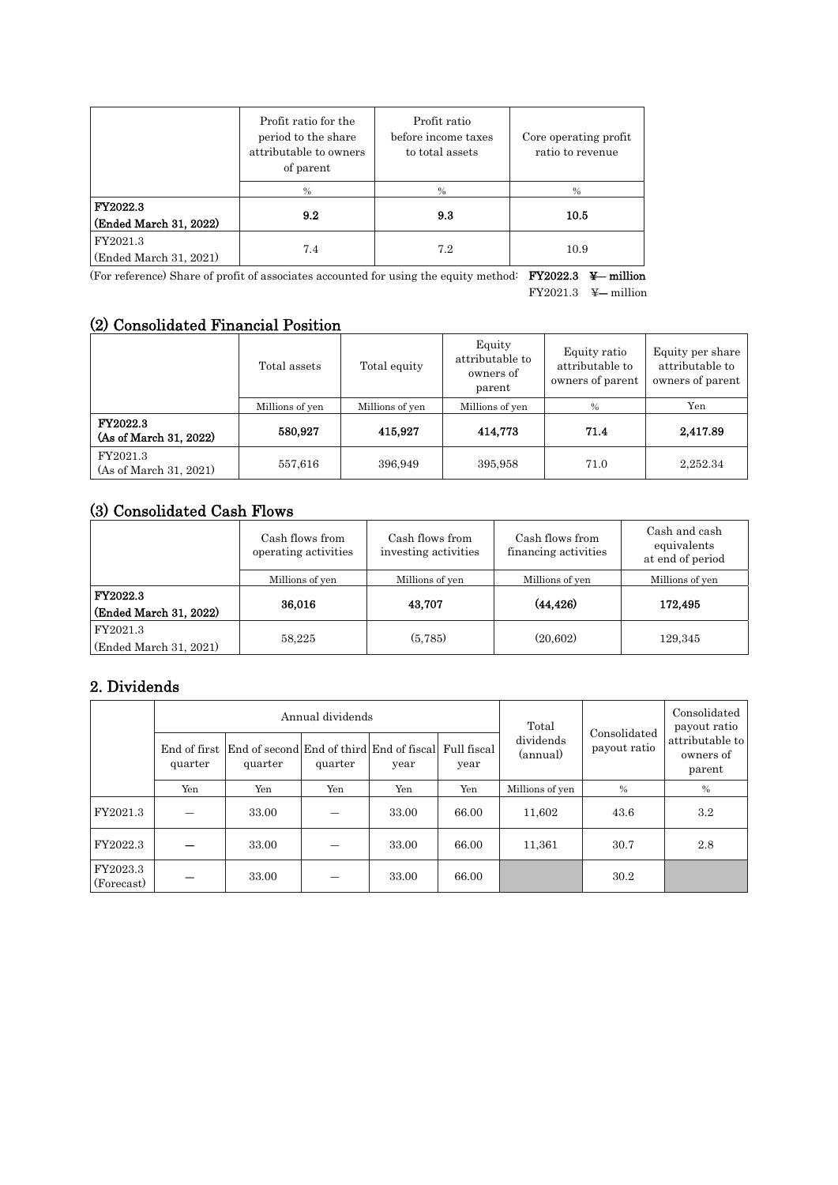| | Profit ratio for the period to the share attributable to owners of parent | Profit ratio before income taxes to total assets | Core operating profit ratio to revenue |
|---|---|---|---|
| | % | % | % |
| **FY2022.3 (Ended March 31, 2022)** | **9.2** | **9.3** | **10.5** |
| FY2021.3 (Ended March 31, 2021) | 7.4 | 7.2 | 10.9 |

(For reference) Share of profit of associates accounted for using the equity method: **FY2022.3 ¥— million**
FY2021.3 ¥— million

## (2) Consolidated Financial Position

| | Total assets | Total equity | Equity attributable to owners of parent | Equity ratio attributable to owners of parent | Equity per share attributable to owners of parent |
|---|---|---|---|---|---|
| | Millions of yen | Millions of yen | Millions of yen | % | Yen |
| **FY2022.3 (As of March 31, 2022)** | **580,927** | **415,927** | **414,773** | **71.4** | **2,417.89** |
| FY2021.3 (As of March 31, 2021) | 557,616 | 396,949 | 395,958 | 71.0 | 2,252.34 |

## (3) Consolidated Cash Flows

| | Cash flows from operating activities | Cash flows from investing activities | Cash flows from financing activities | Cash and cash equivalents at end of period |
|---|---|---|---|---|
| | Millions of yen | Millions of yen | Millions of yen | Millions of yen |
| **FY2022.3 (Ended March 31, 2022)** | **36,016** | **43,707** | **(44,426)** | **172,495** |
| FY2021.3 (Ended March 31, 2021) | 58,225 | (5,785) | (20,602) | 129,345 |

## 2. Dividends

| | Annual dividends | | | | | Total dividends (annual) | Consolidated payout ratio | Consolidated payout ratio attributable to owners of parent |
|---|---|---|---|---|---|---|---|---|
| | End of first quarter | End of second quarter | End of third quarter | End of fiscal year | Full fiscal year | | | |
| | Yen | Yen | Yen | Yen | Yen | Millions of yen | % | % |
| FY2021.3 | — | 33.00 | — | 33.00 | 66.00 | 11,602 | 43.6 | 3.2 |
| FY2022.3 | — | 33.00 | — | 33.00 | 66.00 | 11,361 | 30.7 | 2.8 |
| FY2023.3 (Forecast) | — | 33.00 | — | 33.00 | 66.00 | | 30.2 | |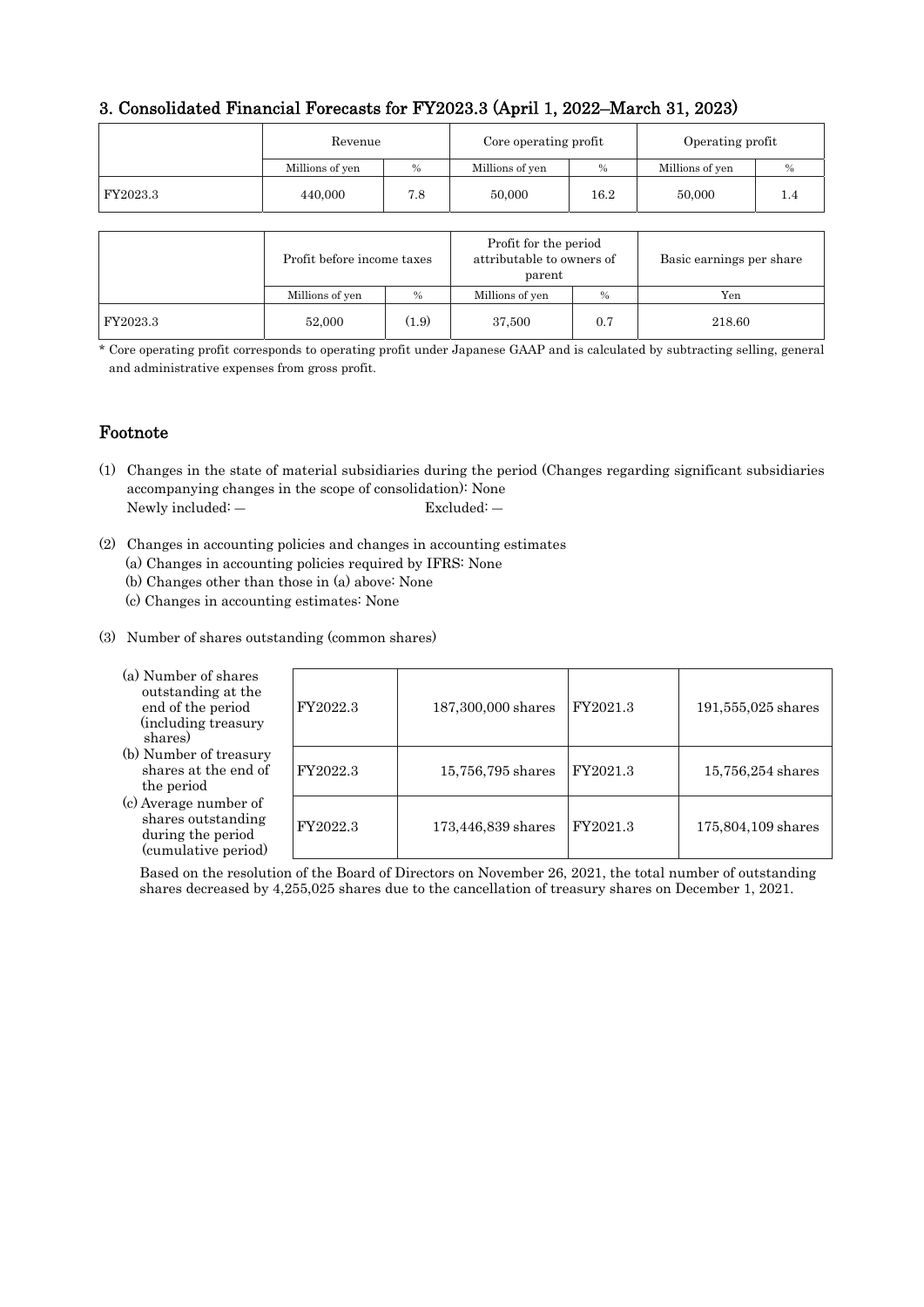## 3. Consolidated Financial Forecasts for FY2023.3 (April 1, 2022–March 31, 2023)

| | Revenue | | Core operating profit | | Operating profit | |
|---|---|---|---|---|---|---|
| | Millions of yen | % | Millions of yen | % | Millions of yen | % |
| FY2023.3 | 440,000 | 7.8 | 50,000 | 16.2 | 50,000 | 1.4 |

| | Profit before income taxes | | Profit for the period attributable to owners of parent | | Basic earnings per share |
|---|---|---|---|---|---|
| | Millions of yen | % | Millions of yen | % | Yen |
| FY2023.3 | 52,000 | (1.9) | 37,500 | 0.7 | 218.60 |

* Core operating profit corresponds to operating profit under Japanese GAAP and is calculated by subtracting selling, general and administrative expenses from gross profit.

## Footnote

(1) Changes in the state of material subsidiaries during the period (Changes regarding significant subsidiaries accompanying changes in the scope of consolidation): None
Newly included: — Excluded: —

(2) Changes in accounting policies and changes in accounting estimates
 (a) Changes in accounting policies required by IFRS: None
 (b) Changes other than those in (a) above: None
 (c) Changes in accounting estimates: None

(3) Number of shares outstanding (common shares)

| | | | | |
|---|---|---|---|---|
| (a) Number of shares outstanding at the end of the period (including treasury shares) | FY2022.3 | 187,300,000 shares | FY2021.3 | 191,555,025 shares |
| (b) Number of treasury shares at the end of the period | FY2022.3 | 15,756,795 shares | FY2021.3 | 15,756,254 shares |
| (c) Average number of shares outstanding during the period (cumulative period) | FY2022.3 | 173,446,839 shares | FY2021.3 | 175,804,109 shares |

Based on the resolution of the Board of Directors on November 26, 2021, the total number of outstanding shares decreased by 4,255,025 shares due to the cancellation of treasury shares on December 1, 2021.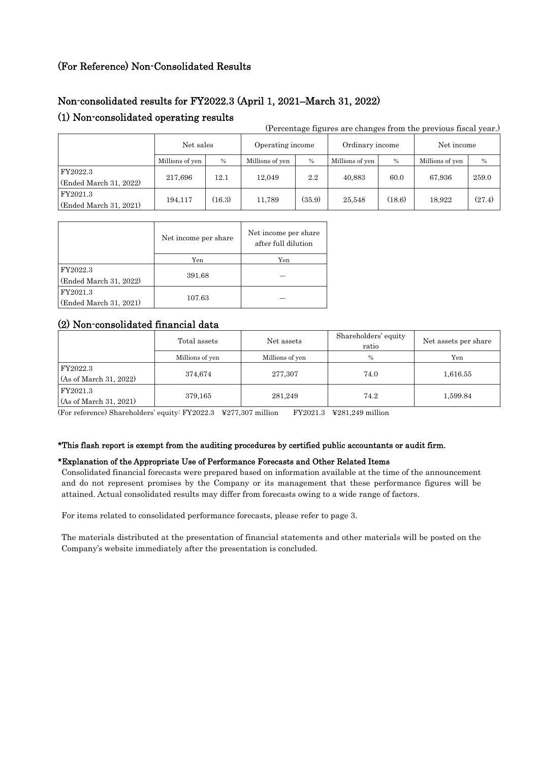## (For Reference) Non-Consolidated Results

## Non-consolidated results for FY2022.3 (April 1, 2021–March 31, 2022)

### (1) Non-consolidated operating results

(Percentage figures are changes from the previous fiscal year.)

| | Net sales | | Operating income | | Ordinary income | | Net income | |
|---|---|---|---|---|---|---|---|---|
| | Millions of yen | % | Millions of yen | % | Millions of yen | % | Millions of yen | % |
| FY2022.3 (Ended March 31, 2022) | 217,696 | 12.1 | 12,049 | 2.2 | 40,883 | 60.0 | 67,936 | 259.0 |
| FY2021.3 (Ended March 31, 2021) | 194,117 | (16.3) | 11,789 | (35.9) | 25,548 | (18.6) | 18,922 | (27.4) |

| | Net income per share | Net income per share after full dilution |
|---|---|---|
| | Yen | Yen |
| FY2022.3 (Ended March 31, 2022) | 391.68 | — |
| FY2021.3 (Ended March 31, 2021) | 107.63 | — |

### (2) Non-consolidated financial data

| | Total assets | Net assets | Shareholders' equity ratio | Net assets per share |
|---|---|---|---|---|
| | Millions of yen | Millions of yen | % | Yen |
| FY2022.3 (As of March 31, 2022) | 374,674 | 277,307 | 74.0 | 1,616.55 |
| FY2021.3 (As of March 31, 2021) | 379,165 | 281,249 | 74.2 | 1,599.84 |

(For reference) Shareholders' equity: FY2022.3 ¥277,307 million FY2021.3 ¥281,249 million

**\*This flash report is exempt from the auditing procedures by certified public accountants or audit firm.**

**\*Explanation of the Appropriate Use of Performance Forecasts and Other Related Items**

Consolidated financial forecasts were prepared based on information available at the time of the announcement and do not represent promises by the Company or its management that these performance figures will be attained. Actual consolidated results may differ from forecasts owing to a wide range of factors.

For items related to consolidated performance forecasts, please refer to page 3.

The materials distributed at the presentation of financial statements and other materials will be posted on the Company's website immediately after the presentation is concluded.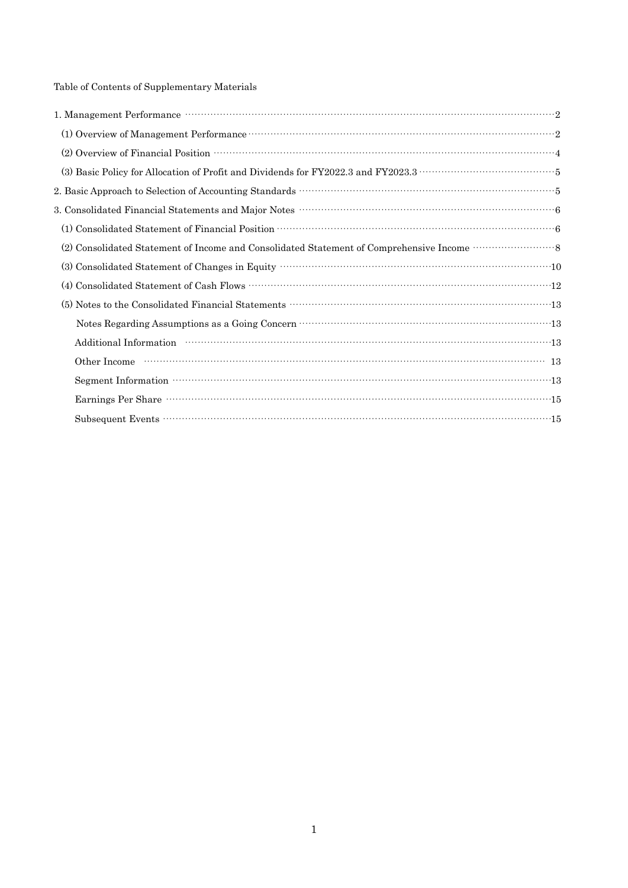Table of Contents of Supplementary Materials

1. Management Performance ………………………………………………………………………………2
   - (1) Overview of Management Performance ……………………………………………………………2
   - (2) Overview of Financial Position ………………………………………………………………………4
   - (3) Basic Policy for Allocation of Profit and Dividends for FY2022.3 and FY2023.3 ………………………5
2. Basic Approach to Selection of Accounting Standards ……………………………………………………5
3. Consolidated Financial Statements and Major Notes ……………………………………………………6
   - (1) Consolidated Statement of Financial Position ……………………………………………………6
   - (2) Consolidated Statement of Income and Consolidated Statement of Comprehensive Income ……………8
   - (3) Consolidated Statement of Changes in Equity ……………………………………………………10
   - (4) Consolidated Statement of Cash Flows ……………………………………………………………12
   - (5) Notes to the Consolidated Financial Statements …………………………………………………13
     - Notes Regarding Assumptions as a Going Concern ……………………………………………13
     - Additional Information ………………………………………………………………………………13
     - Other Income ………………………………………………………………………………………13
     - Segment Information ………………………………………………………………………………13
     - Earnings Per Share …………………………………………………………………………………15
     - Subsequent Events …………………………………………………………………………………15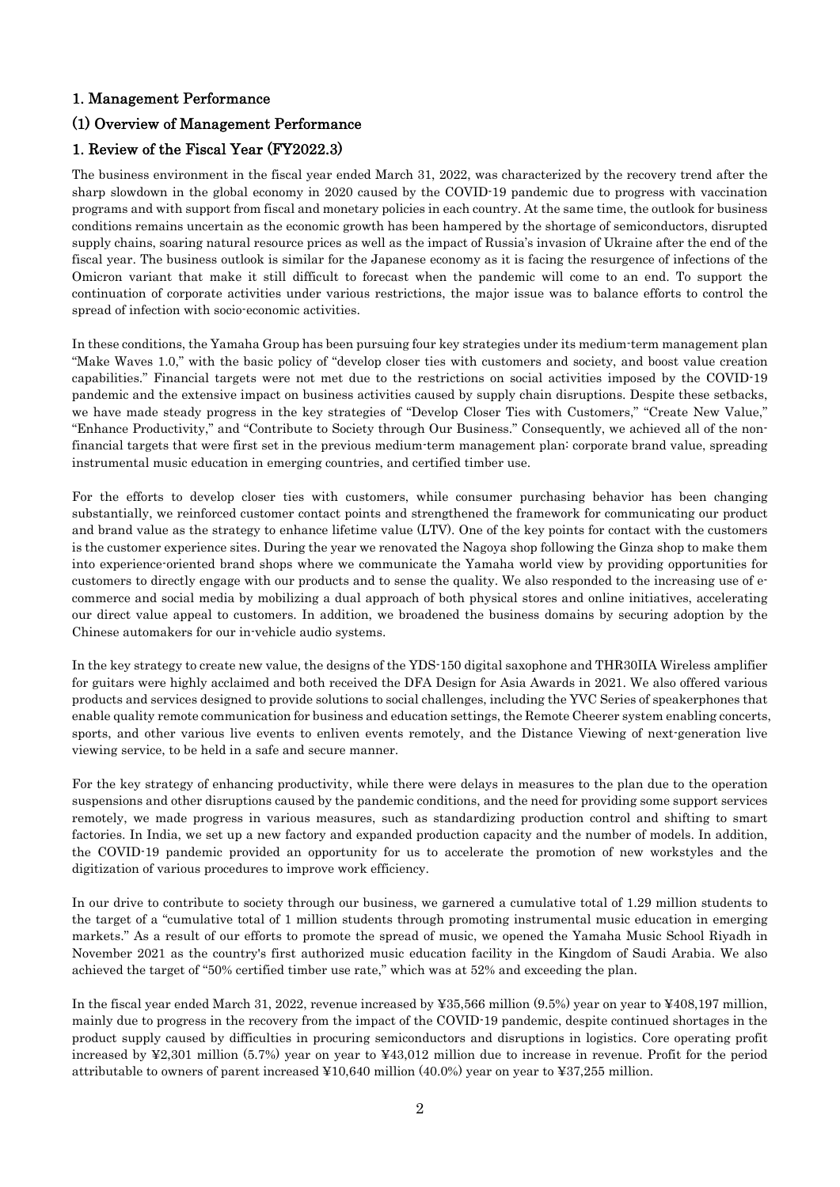## 1. Management Performance

### (1) Overview of Management Performance

### 1. Review of the Fiscal Year (FY2022.3)

The business environment in the fiscal year ended March 31, 2022, was characterized by the recovery trend after the sharp slowdown in the global economy in 2020 caused by the COVID-19 pandemic due to progress with vaccination programs and with support from fiscal and monetary policies in each country. At the same time, the outlook for business conditions remains uncertain as the economic growth has been hampered by the shortage of semiconductors, disrupted supply chains, soaring natural resource prices as well as the impact of Russia's invasion of Ukraine after the end of the fiscal year. The business outlook is similar for the Japanese economy as it is facing the resurgence of infections of the Omicron variant that make it still difficult to forecast when the pandemic will come to an end. To support the continuation of corporate activities under various restrictions, the major issue was to balance efforts to control the spread of infection with socio-economic activities.

In these conditions, the Yamaha Group has been pursuing four key strategies under its medium-term management plan "Make Waves 1.0," with the basic policy of "develop closer ties with customers and society, and boost value creation capabilities." Financial targets were not met due to the restrictions on social activities imposed by the COVID-19 pandemic and the extensive impact on business activities caused by supply chain disruptions. Despite these setbacks, we have made steady progress in the key strategies of "Develop Closer Ties with Customers," "Create New Value," "Enhance Productivity," and "Contribute to Society through Our Business." Consequently, we achieved all of the non-financial targets that were first set in the previous medium-term management plan: corporate brand value, spreading instrumental music education in emerging countries, and certified timber use.

For the efforts to develop closer ties with customers, while consumer purchasing behavior has been changing substantially, we reinforced customer contact points and strengthened the framework for communicating our product and brand value as the strategy to enhance lifetime value (LTV). One of the key points for contact with the customers is the customer experience sites. During the year we renovated the Nagoya shop following the Ginza shop to make them into experience-oriented brand shops where we communicate the Yamaha world view by providing opportunities for customers to directly engage with our products and to sense the quality. We also responded to the increasing use of e-commerce and social media by mobilizing a dual approach of both physical stores and online initiatives, accelerating our direct value appeal to customers. In addition, we broadened the business domains by securing adoption by the Chinese automakers for our in-vehicle audio systems.

In the key strategy to create new value, the designs of the YDS-150 digital saxophone and THR30IIA Wireless amplifier for guitars were highly acclaimed and both received the DFA Design for Asia Awards in 2021. We also offered various products and services designed to provide solutions to social challenges, including the YVC Series of speakerphones that enable quality remote communication for business and education settings, the Remote Cheerer system enabling concerts, sports, and other various live events to enliven events remotely, and the Distance Viewing of next-generation live viewing service, to be held in a safe and secure manner.

For the key strategy of enhancing productivity, while there were delays in measures to the plan due to the operation suspensions and other disruptions caused by the pandemic conditions, and the need for providing some support services remotely, we made progress in various measures, such as standardizing production control and shifting to smart factories. In India, we set up a new factory and expanded production capacity and the number of models. In addition, the COVID-19 pandemic provided an opportunity for us to accelerate the promotion of new workstyles and the digitization of various procedures to improve work efficiency.

In our drive to contribute to society through our business, we garnered a cumulative total of 1.29 million students to the target of a "cumulative total of 1 million students through promoting instrumental music education in emerging markets." As a result of our efforts to promote the spread of music, we opened the Yamaha Music School Riyadh in November 2021 as the country's first authorized music education facility in the Kingdom of Saudi Arabia. We also achieved the target of "50% certified timber use rate," which was at 52% and exceeding the plan.

In the fiscal year ended March 31, 2022, revenue increased by ¥35,566 million (9.5%) year on year to ¥408,197 million, mainly due to progress in the recovery from the impact of the COVID-19 pandemic, despite continued shortages in the product supply caused by difficulties in procuring semiconductors and disruptions in logistics. Core operating profit increased by ¥2,301 million (5.7%) year on year to ¥43,012 million due to increase in revenue. Profit for the period attributable to owners of parent increased ¥10,640 million (40.0%) year on year to ¥37,255 million.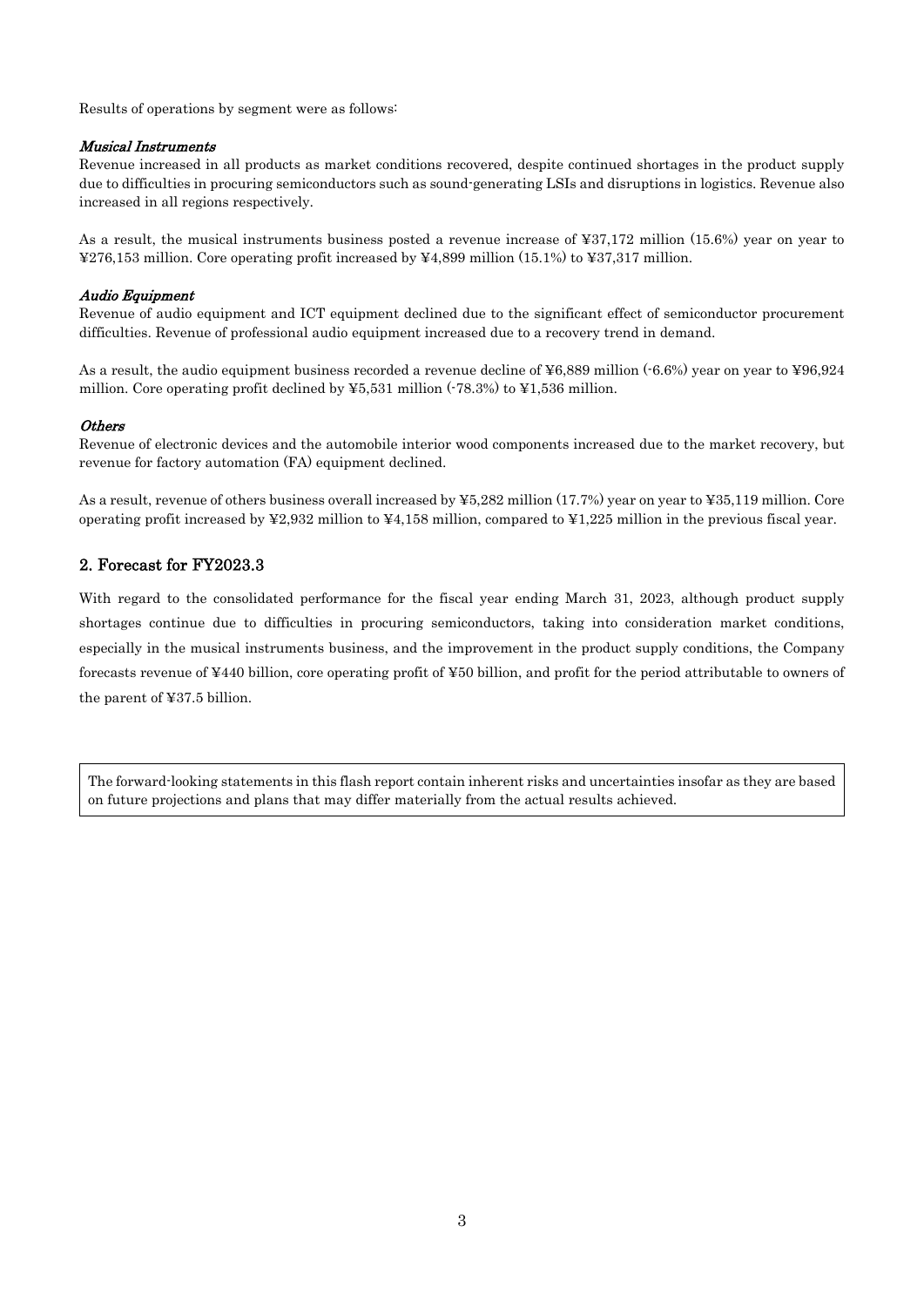Results of operations by segment were as follows:

*Musical Instruments*

Revenue increased in all products as market conditions recovered, despite continued shortages in the product supply due to difficulties in procuring semiconductors such as sound-generating LSIs and disruptions in logistics. Revenue also increased in all regions respectively.

As a result, the musical instruments business posted a revenue increase of ¥37,172 million (15.6%) year on year to ¥276,153 million. Core operating profit increased by ¥4,899 million (15.1%) to ¥37,317 million.

*Audio Equipment*

Revenue of audio equipment and ICT equipment declined due to the significant effect of semiconductor procurement difficulties. Revenue of professional audio equipment increased due to a recovery trend in demand.

As a result, the audio equipment business recorded a revenue decline of ¥6,889 million (-6.6%) year on year to ¥96,924 million. Core operating profit declined by ¥5,531 million (-78.3%) to ¥1,536 million.

*Others*

Revenue of electronic devices and the automobile interior wood components increased due to the market recovery, but revenue for factory automation (FA) equipment declined.

As a result, revenue of others business overall increased by ¥5,282 million (17.7%) year on year to ¥35,119 million. Core operating profit increased by ¥2,932 million to ¥4,158 million, compared to ¥1,225 million in the previous fiscal year.

## 2. Forecast for FY2023.3

With regard to the consolidated performance for the fiscal year ending March 31, 2023, although product supply shortages continue due to difficulties in procuring semiconductors, taking into consideration market conditions, especially in the musical instruments business, and the improvement in the product supply conditions, the Company forecasts revenue of ¥440 billion, core operating profit of ¥50 billion, and profit for the period attributable to owners of the parent of ¥37.5 billion.

The forward-looking statements in this flash report contain inherent risks and uncertainties insofar as they are based on future projections and plans that may differ materially from the actual results achieved.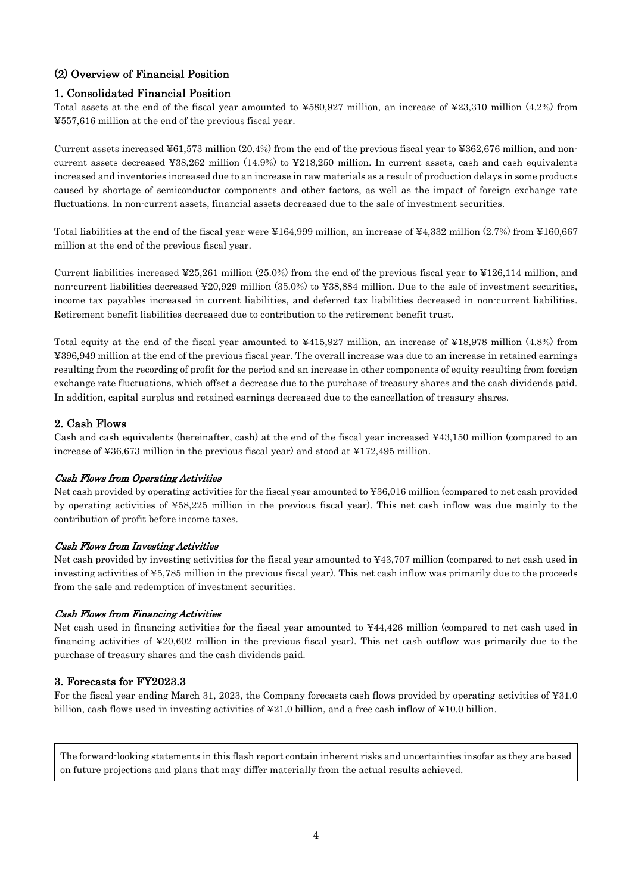## (2) Overview of Financial Position

### 1. Consolidated Financial Position

Total assets at the end of the fiscal year amounted to ¥580,927 million, an increase of ¥23,310 million (4.2%) from ¥557,616 million at the end of the previous fiscal year.

Current assets increased ¥61,573 million (20.4%) from the end of the previous fiscal year to ¥362,676 million, and non-current assets decreased ¥38,262 million (14.9%) to ¥218,250 million. In current assets, cash and cash equivalents increased and inventories increased due to an increase in raw materials as a result of production delays in some products caused by shortage of semiconductor components and other factors, as well as the impact of foreign exchange rate fluctuations. In non-current assets, financial assets decreased due to the sale of investment securities.

Total liabilities at the end of the fiscal year were ¥164,999 million, an increase of ¥4,332 million (2.7%) from ¥160,667 million at the end of the previous fiscal year.

Current liabilities increased ¥25,261 million (25.0%) from the end of the previous fiscal year to ¥126,114 million, and non-current liabilities decreased ¥20,929 million (35.0%) to ¥38,884 million. Due to the sale of investment securities, income tax payables increased in current liabilities, and deferred tax liabilities decreased in non-current liabilities. Retirement benefit liabilities decreased due to contribution to the retirement benefit trust.

Total equity at the end of the fiscal year amounted to ¥415,927 million, an increase of ¥18,978 million (4.8%) from ¥396,949 million at the end of the previous fiscal year. The overall increase was due to an increase in retained earnings resulting from the recording of profit for the period and an increase in other components of equity resulting from foreign exchange rate fluctuations, which offset a decrease due to the purchase of treasury shares and the cash dividends paid. In addition, capital surplus and retained earnings decreased due to the cancellation of treasury shares.

### 2. Cash Flows

Cash and cash equivalents (hereinafter, cash) at the end of the fiscal year increased ¥43,150 million (compared to an increase of ¥36,673 million in the previous fiscal year) and stood at ¥172,495 million.

*Cash Flows from Operating Activities*

Net cash provided by operating activities for the fiscal year amounted to ¥36,016 million (compared to net cash provided by operating activities of ¥58,225 million in the previous fiscal year). This net cash inflow was due mainly to the contribution of profit before income taxes.

*Cash Flows from Investing Activities*

Net cash provided by investing activities for the fiscal year amounted to ¥43,707 million (compared to net cash used in investing activities of ¥5,785 million in the previous fiscal year). This net cash inflow was primarily due to the proceeds from the sale and redemption of investment securities.

*Cash Flows from Financing Activities*

Net cash used in financing activities for the fiscal year amounted to ¥44,426 million (compared to net cash used in financing activities of ¥20,602 million in the previous fiscal year). This net cash outflow was primarily due to the purchase of treasury shares and the cash dividends paid.

### 3. Forecasts for FY2023.3

For the fiscal year ending March 31, 2023, the Company forecasts cash flows provided by operating activities of ¥31.0 billion, cash flows used in investing activities of ¥21.0 billion, and a free cash inflow of ¥10.0 billion.

The forward-looking statements in this flash report contain inherent risks and uncertainties insofar as they are based on future projections and plans that may differ materially from the actual results achieved.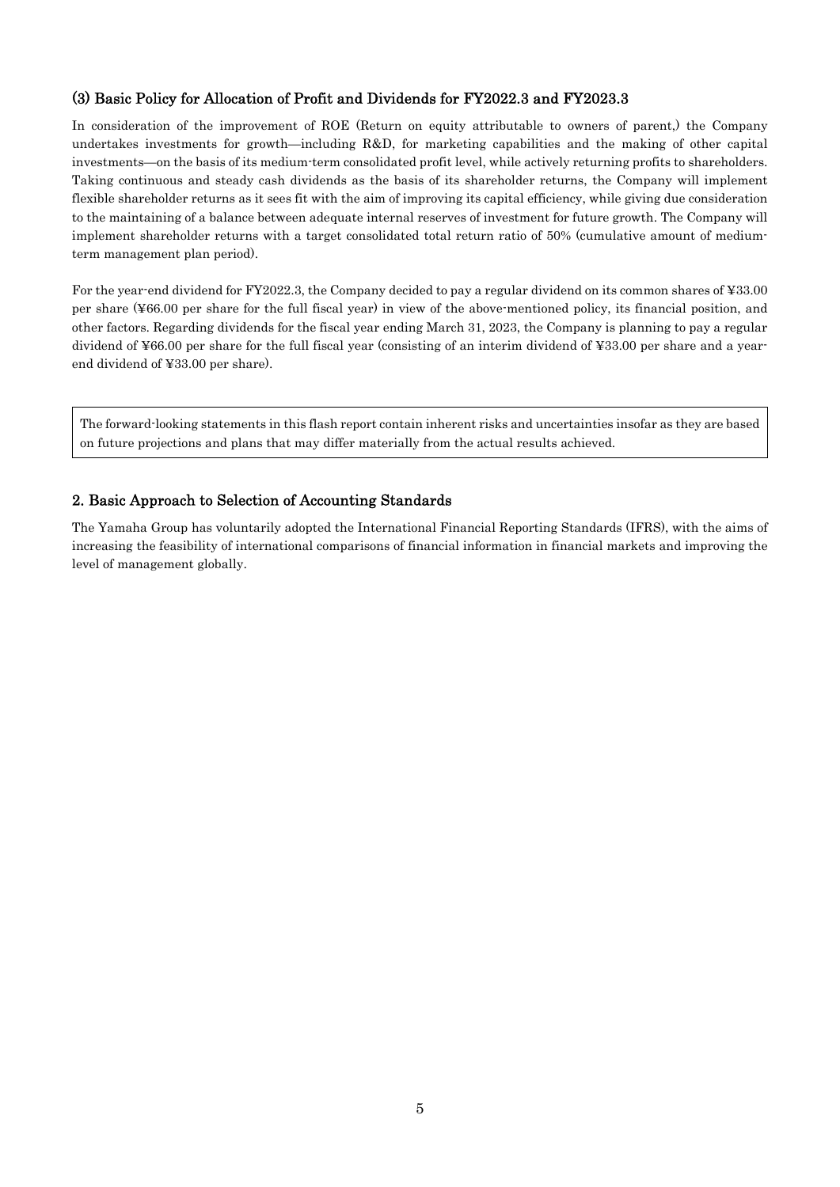### (3) Basic Policy for Allocation of Profit and Dividends for FY2022.3 and FY2023.3

In consideration of the improvement of ROE (Return on equity attributable to owners of parent,) the Company undertakes investments for growth—including R&D, for marketing capabilities and the making of other capital investments—on the basis of its medium-term consolidated profit level, while actively returning profits to shareholders. Taking continuous and steady cash dividends as the basis of its shareholder returns, the Company will implement flexible shareholder returns as it sees fit with the aim of improving its capital efficiency, while giving due consideration to the maintaining of a balance between adequate internal reserves of investment for future growth. The Company will implement shareholder returns with a target consolidated total return ratio of 50% (cumulative amount of medium-term management plan period).

For the year-end dividend for FY2022.3, the Company decided to pay a regular dividend on its common shares of ¥33.00 per share (¥66.00 per share for the full fiscal year) in view of the above-mentioned policy, its financial position, and other factors. Regarding dividends for the fiscal year ending March 31, 2023, the Company is planning to pay a regular dividend of ¥66.00 per share for the full fiscal year (consisting of an interim dividend of ¥33.00 per share and a year-end dividend of ¥33.00 per share).

The forward-looking statements in this flash report contain inherent risks and uncertainties insofar as they are based on future projections and plans that may differ materially from the actual results achieved.

## 2. Basic Approach to Selection of Accounting Standards

The Yamaha Group has voluntarily adopted the International Financial Reporting Standards (IFRS), with the aims of increasing the feasibility of international comparisons of financial information in financial markets and improving the level of management globally.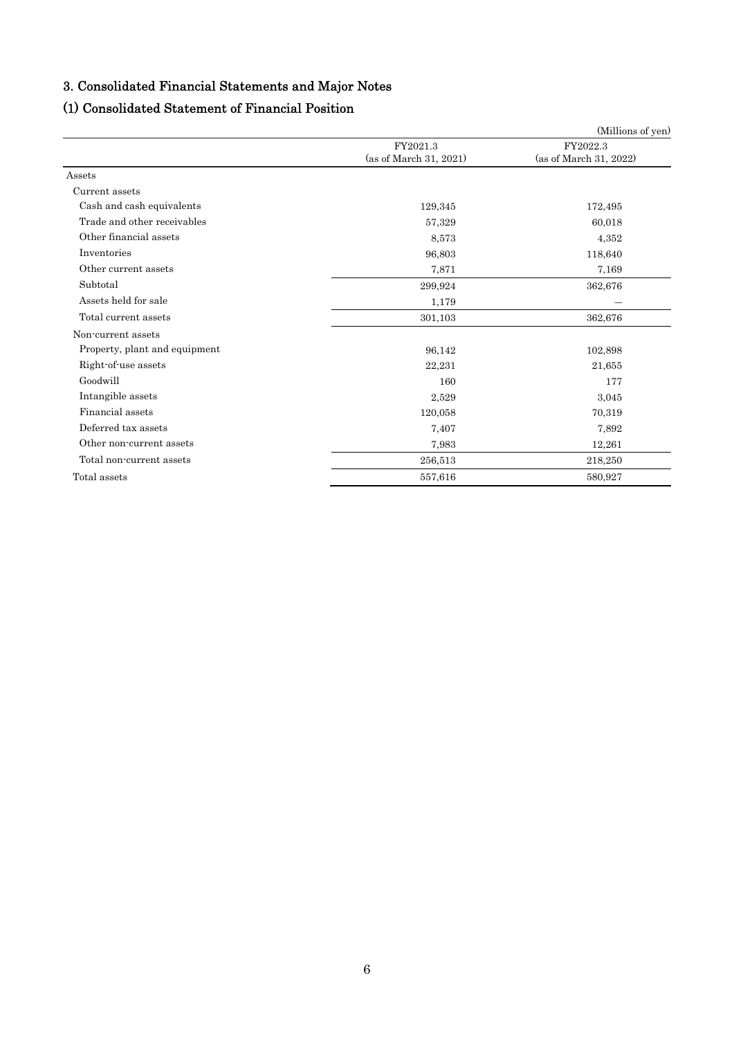## 3. Consolidated Financial Statements and Major Notes

### (1) Consolidated Statement of Financial Position

(Millions of yen)

| | FY2021.3 (as of March 31, 2021) | FY2022.3 (as of March 31, 2022) |
|---|---|---|
| Assets | | |
| Current assets | | |
| Cash and cash equivalents | 129,345 | 172,495 |
| Trade and other receivables | 57,329 | 60,018 |
| Other financial assets | 8,573 | 4,352 |
| Inventories | 96,803 | 118,640 |
| Other current assets | 7,871 | 7,169 |
| Subtotal | 299,924 | 362,676 |
| Assets held for sale | 1,179 | — |
| Total current assets | 301,103 | 362,676 |
| Non-current assets | | |
| Property, plant and equipment | 96,142 | 102,898 |
| Right-of-use assets | 22,231 | 21,655 |
| Goodwill | 160 | 177 |
| Intangible assets | 2,529 | 3,045 |
| Financial assets | 120,058 | 70,319 |
| Deferred tax assets | 7,407 | 7,892 |
| Other non-current assets | 7,983 | 12,261 |
| Total non-current assets | 256,513 | 218,250 |
| Total assets | 557,616 | 580,927 |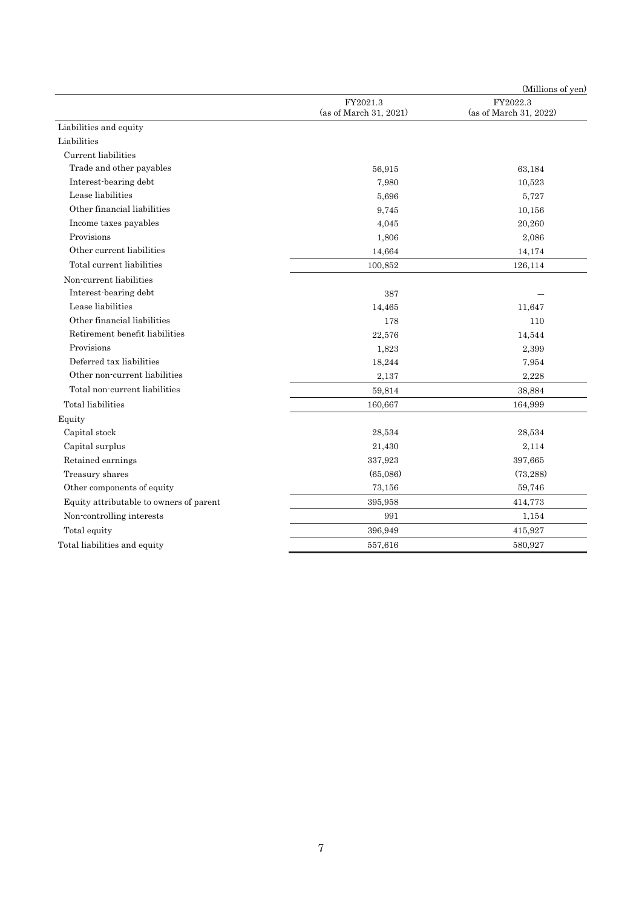(Millions of yen)

| | FY2021.3 (as of March 31, 2021) | FY2022.3 (as of March 31, 2022) |
|---|---|---|
| Liabilities and equity | | |
| Liabilities | | |
| Current liabilities | | |
| Trade and other payables | 56,915 | 63,184 |
| Interest-bearing debt | 7,980 | 10,523 |
| Lease liabilities | 5,696 | 5,727 |
| Other financial liabilities | 9,745 | 10,156 |
| Income taxes payables | 4,045 | 20,260 |
| Provisions | 1,806 | 2,086 |
| Other current liabilities | 14,664 | 14,174 |
| Total current liabilities | 100,852 | 126,114 |
| Non-current liabilities | | |
| Interest-bearing debt | 387 | — |
| Lease liabilities | 14,465 | 11,647 |
| Other financial liabilities | 178 | 110 |
| Retirement benefit liabilities | 22,576 | 14,544 |
| Provisions | 1,823 | 2,399 |
| Deferred tax liabilities | 18,244 | 7,954 |
| Other non-current liabilities | 2,137 | 2,228 |
| Total non-current liabilities | 59,814 | 38,884 |
| Total liabilities | 160,667 | 164,999 |
| Equity | | |
| Capital stock | 28,534 | 28,534 |
| Capital surplus | 21,430 | 2,114 |
| Retained earnings | 337,923 | 397,665 |
| Treasury shares | (65,086) | (73,288) |
| Other components of equity | 73,156 | 59,746 |
| Equity attributable to owners of parent | 395,958 | 414,773 |
| Non-controlling interests | 991 | 1,154 |
| Total equity | 396,949 | 415,927 |
| Total liabilities and equity | 557,616 | 580,927 |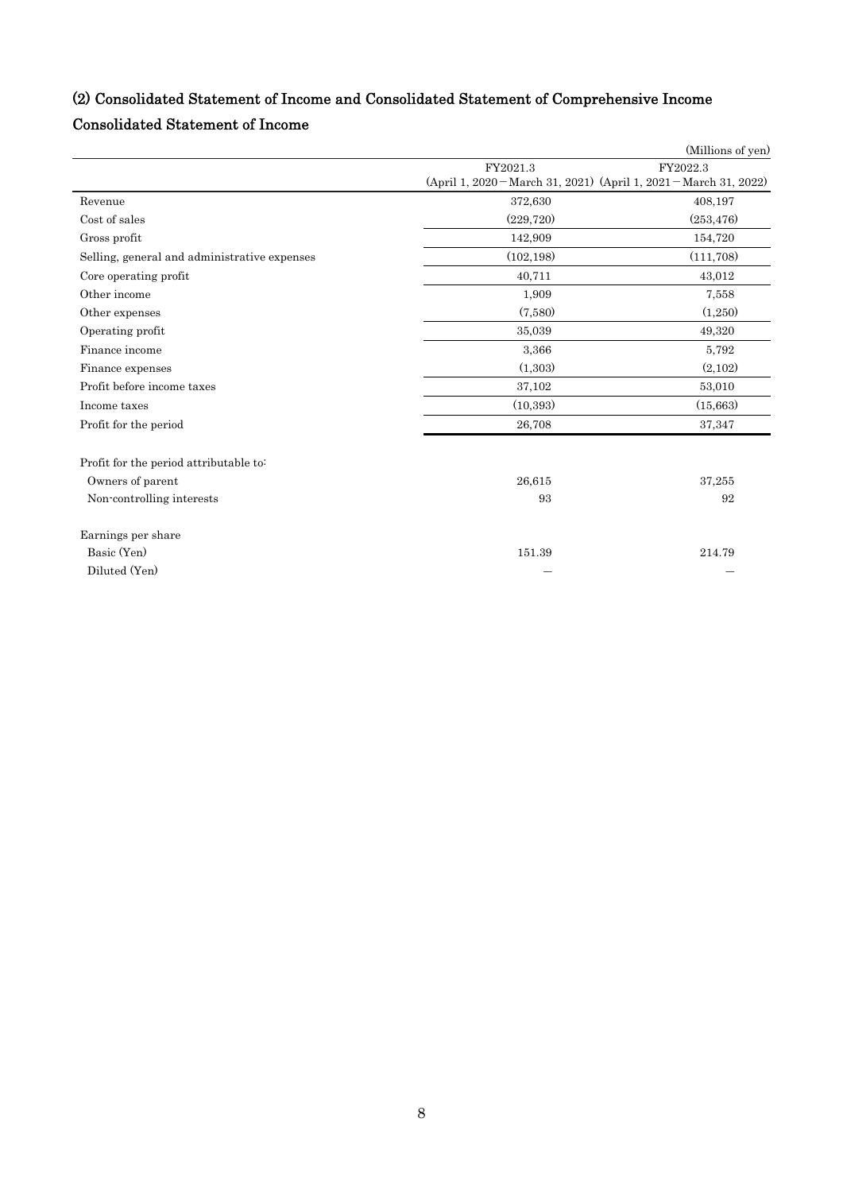## (2) Consolidated Statement of Income and Consolidated Statement of Comprehensive Income

### Consolidated Statement of Income

(Millions of yen)

| | FY2021.3 (April 1, 2020－March 31, 2021) | FY2022.3 (April 1, 2021－March 31, 2022) |
|---|---|---|
| Revenue | 372,630 | 408,197 |
| Cost of sales | (229,720) | (253,476) |
| Gross profit | 142,909 | 154,720 |
| Selling, general and administrative expenses | (102,198) | (111,708) |
| Core operating profit | 40,711 | 43,012 |
| Other income | 1,909 | 7,558 |
| Other expenses | (7,580) | (1,250) |
| Operating profit | 35,039 | 49,320 |
| Finance income | 3,366 | 5,792 |
| Finance expenses | (1,303) | (2,102) |
| Profit before income taxes | 37,102 | 53,010 |
| Income taxes | (10,393) | (15,663) |
| Profit for the period | 26,708 | 37,347 |
| | | |
| Profit for the period attributable to: | | |
| Owners of parent | 26,615 | 37,255 |
| Non-controlling interests | 93 | 92 |
| | | |
| Earnings per share | | |
| Basic (Yen) | 151.39 | 214.79 |
| Diluted (Yen) | ― | ― |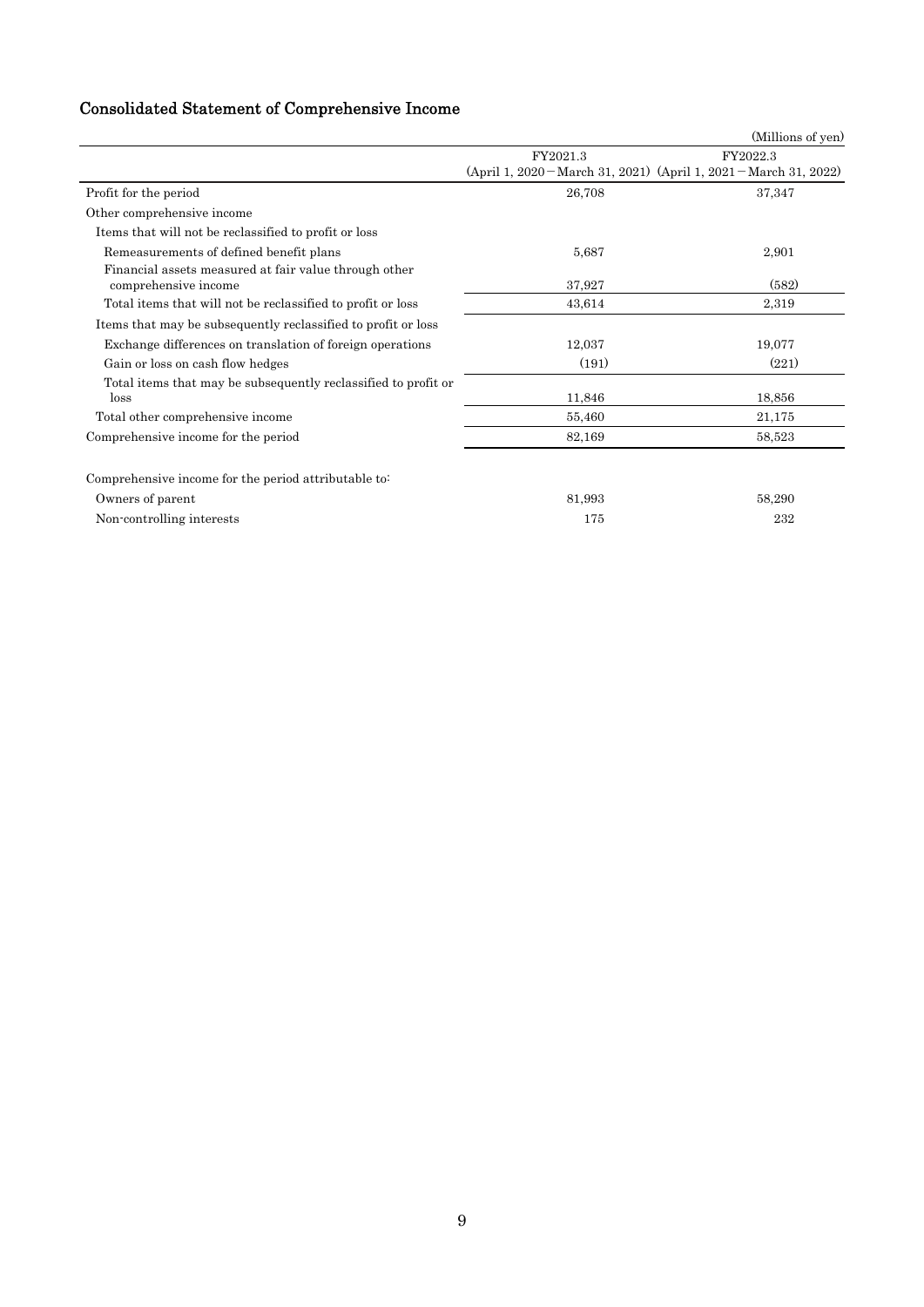## Consolidated Statement of Comprehensive Income

(Millions of yen)

| | FY2021.3 (April 1, 2020－March 31, 2021) | FY2022.3 (April 1, 2021－March 31, 2022) |
|---|---|---|
| Profit for the period | 26,708 | 37,347 |
| Other comprehensive income | | |
| Items that will not be reclassified to profit or loss | | |
| Remeasurements of defined benefit plans | 5,687 | 2,901 |
| Financial assets measured at fair value through other comprehensive income | 37,927 | (582) |
| Total items that will not be reclassified to profit or loss | 43,614 | 2,319 |
| Items that may be subsequently reclassified to profit or loss | | |
| Exchange differences on translation of foreign operations | 12,037 | 19,077 |
| Gain or loss on cash flow hedges | (191) | (221) |
| Total items that may be subsequently reclassified to profit or loss | 11,846 | 18,856 |
| Total other comprehensive income | 55,460 | 21,175 |
| Comprehensive income for the period | 82,169 | 58,523 |
| | | |
| Comprehensive income for the period attributable to: | | |
| Owners of parent | 81,993 | 58,290 |
| Non-controlling interests | 175 | 232 |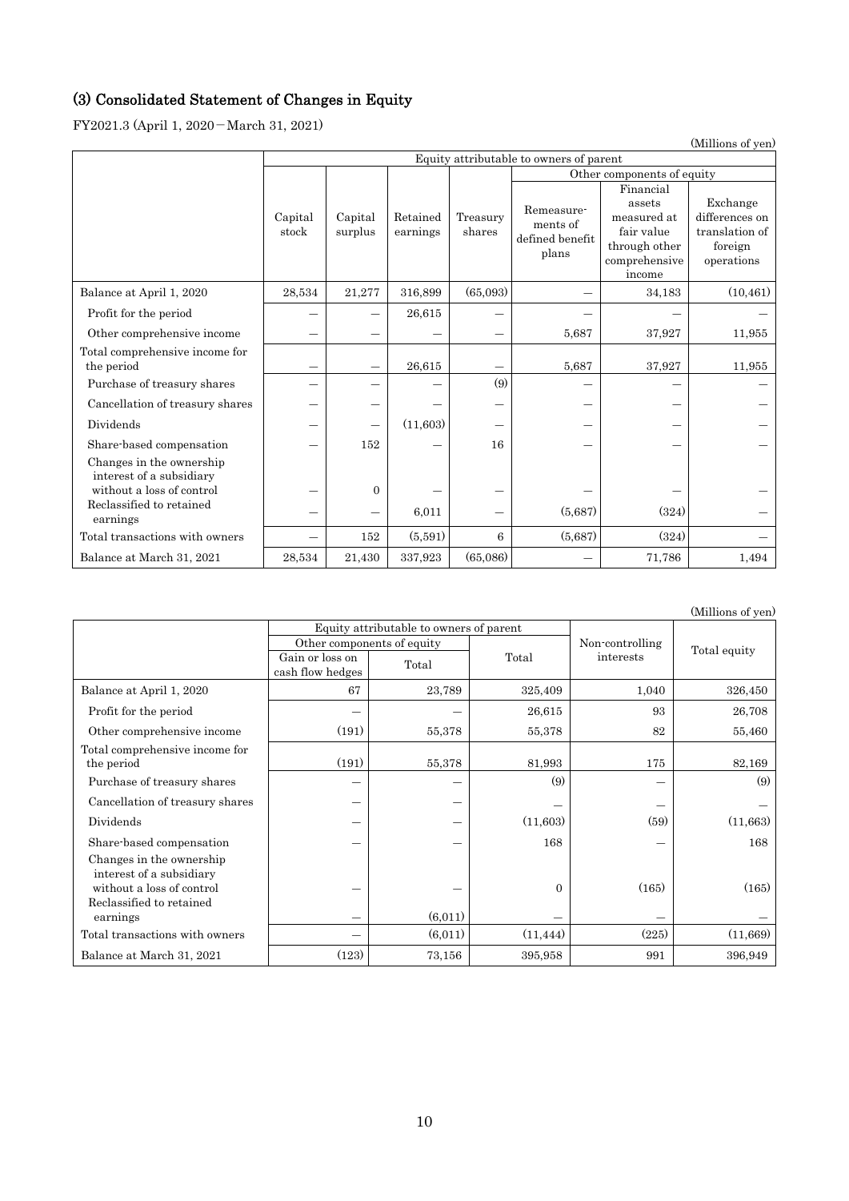## (3) Consolidated Statement of Changes in Equity

FY2021.3 (April 1, 2020－March 31, 2021)

(Millions of yen)

| | Equity attributable to owners of parent | | | | | | |
|---|---|---|---|---|---|---|---|
| | | | | | Other components of equity | | |
| | Capital stock | Capital surplus | Retained earnings | Treasury shares | Remeasurements of defined benefit plans | Financial assets measured at fair value through other comprehensive income | Exchange differences on translation of foreign operations |
| Balance at April 1, 2020 | 28,534 | 21,277 | 316,899 | (65,093) | ― | 34,183 | (10,461) |
| Profit for the period | ― | ― | 26,615 | ― | ― | ― | ― |
| Other comprehensive income | ― | ― | ― | ― | 5,687 | 37,927 | 11,955 |
| Total comprehensive income for the period | ― | ― | 26,615 | ― | 5,687 | 37,927 | 11,955 |
| Purchase of treasury shares | ― | ― | ― | (9) | ― | ― | ― |
| Cancellation of treasury shares | ― | ― | ― | ― | ― | ― | ― |
| Dividends | ― | ― | (11,603) | ― | ― | ― | ― |
| Share-based compensation | ― | 152 | ― | 16 | ― | ― | ― |
| Changes in the ownership interest of a subsidiary without a loss of control | ― | 0 | ― | ― | ― | ― | ― |
| Reclassified to retained earnings | ― | ― | 6,011 | ― | (5,687) | (324) | ― |
| Total transactions with owners | ― | 152 | (5,591) | 6 | (5,687) | (324) | ― |
| Balance at March 31, 2021 | 28,534 | 21,430 | 337,923 | (65,086) | ― | 71,786 | 1,494 |

(Millions of yen)

| | Equity attributable to owners of parent | | | Non-controlling interests | Total equity |
|---|---|---|---|---|---|
| | Other components of equity | | Total | | |
| | Gain or loss on cash flow hedges | Total | | | |
| Balance at April 1, 2020 | 67 | 23,789 | 325,409 | 1,040 | 326,450 |
| Profit for the period | ― | ― | 26,615 | 93 | 26,708 |
| Other comprehensive income | (191) | 55,378 | 55,378 | 82 | 55,460 |
| Total comprehensive income for the period | (191) | 55,378 | 81,993 | 175 | 82,169 |
| Purchase of treasury shares | ― | ― | (9) | ― | (9) |
| Cancellation of treasury shares | ― | ― | ― | ― | ― |
| Dividends | ― | ― | (11,603) | (59) | (11,663) |
| Share-based compensation | ― | ― | 168 | ― | 168 |
| Changes in the ownership interest of a subsidiary without a loss of control | ― | ― | 0 | (165) | (165) |
| Reclassified to retained earnings | ― | (6,011) | ― | ― | ― |
| Total transactions with owners | ― | (6,011) | (11,444) | (225) | (11,669) |
| Balance at March 31, 2021 | (123) | 73,156 | 395,958 | 991 | 396,949 |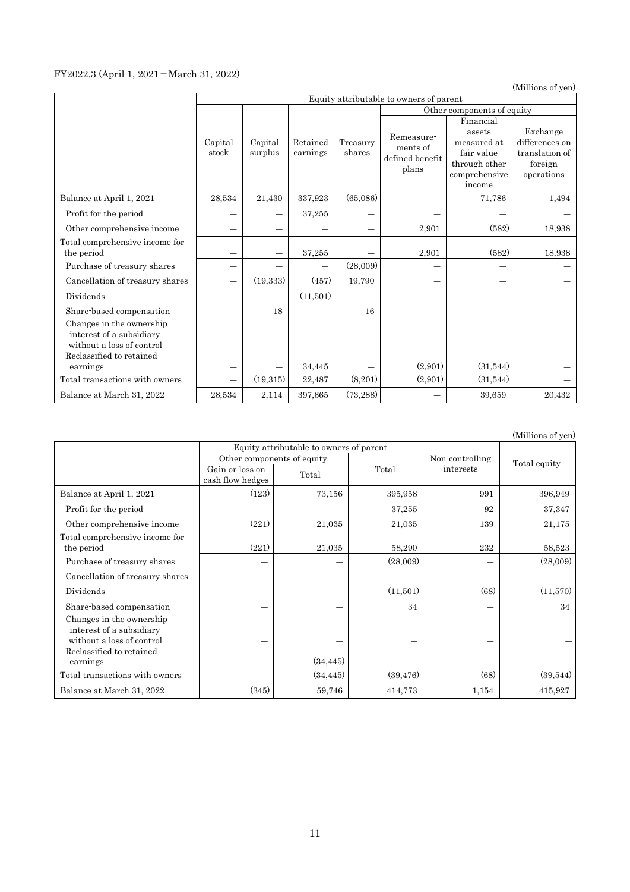FY2022.3 (April 1, 2021－March 31, 2022)

(Millions of yen)

| | Equity attributable to owners of parent | | | | | | |
|---|---|---|---|---|---|---|---|
| | | | | | Other components of equity | | |
| | Capital stock | Capital surplus | Retained earnings | Treasury shares | Remeasurements of defined benefit plans | Financial assets measured at fair value through other comprehensive income | Exchange differences on translation of foreign operations |
| Balance at April 1, 2021 | 28,534 | 21,430 | 337,923 | (65,086) | ― | 71,786 | 1,494 |
| Profit for the period | ― | ― | 37,255 | ― | ― | ― | ― |
| Other comprehensive income | ― | ― | ― | ― | 2,901 | (582) | 18,938 |
| Total comprehensive income for the period | ― | ― | 37,255 | ― | 2,901 | (582) | 18,938 |
| Purchase of treasury shares | ― | ― | ― | (28,009) | ― | ― | ― |
| Cancellation of treasury shares | ― | (19,333) | (457) | 19,790 | ― | ― | ― |
| Dividends | ― | ― | (11,501) | ― | ― | ― | ― |
| Share-based compensation | ― | 18 | ― | 16 | ― | ― | ― |
| Changes in the ownership interest of a subsidiary without a loss of control | ― | ― | ― | ― | ― | ― | ― |
| Reclassified to retained earnings | ― | ― | 34,445 | ― | (2,901) | (31,544) | ― |
| Total transactions with owners | ― | (19,315) | 22,487 | (8,201) | (2,901) | (31,544) | ― |
| Balance at March 31, 2022 | 28,534 | 2,114 | 397,665 | (73,288) | ― | 39,659 | 20,432 |

(Millions of yen)

| | Equity attributable to owners of parent | | | Non-controlling interests | Total equity |
|---|---|---|---|---|---|
| | Other components of equity | | Total | | |
| | Gain or loss on cash flow hedges | Total | | | |
| Balance at April 1, 2021 | (123) | 73,156 | 395,958 | 991 | 396,949 |
| Profit for the period | ― | ― | 37,255 | 92 | 37,347 |
| Other comprehensive income | (221) | 21,035 | 21,035 | 139 | 21,175 |
| Total comprehensive income for the period | (221) | 21,035 | 58,290 | 232 | 58,523 |
| Purchase of treasury shares | ― | ― | (28,009) | ― | (28,009) |
| Cancellation of treasury shares | ― | ― | ― | ― | ― |
| Dividends | ― | ― | (11,501) | (68) | (11,570) |
| Share-based compensation | ― | ― | 34 | ― | 34 |
| Changes in the ownership interest of a subsidiary without a loss of control | ― | ― | ― | ― | ― |
| Reclassified to retained earnings | ― | (34,445) | ― | ― | ― |
| Total transactions with owners | ― | (34,445) | (39,476) | (68) | (39,544) |
| Balance at March 31, 2022 | (345) | 59,746 | 414,773 | 1,154 | 415,927 |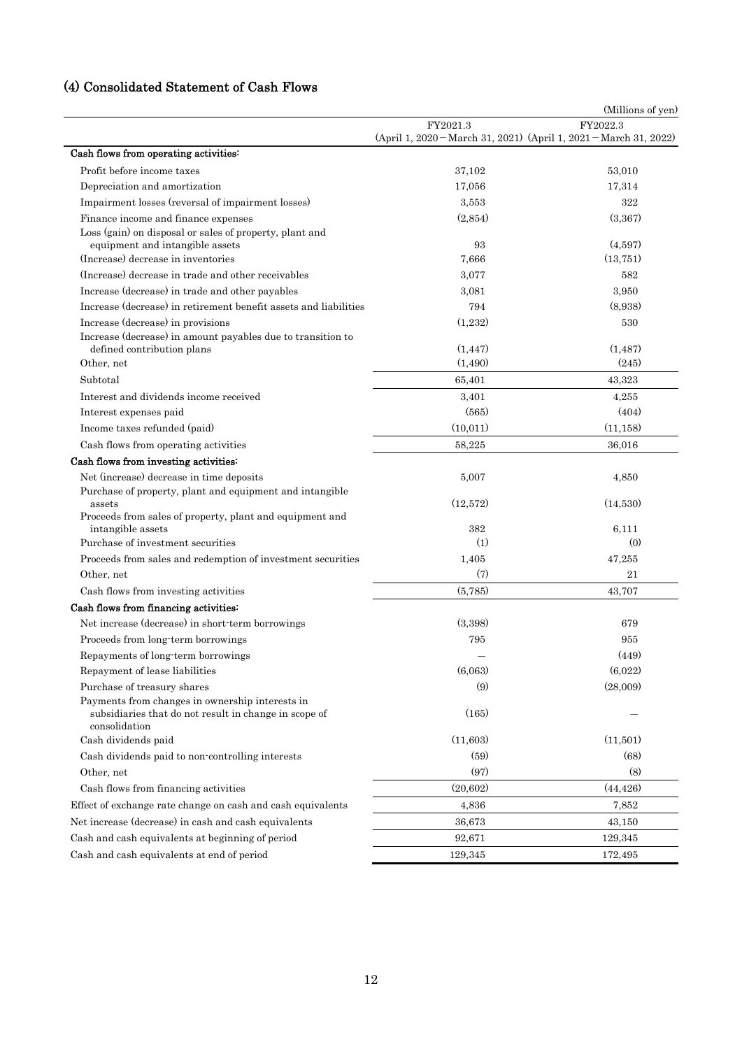## (4) Consolidated Statement of Cash Flows

(Millions of yen)

| | FY2021.3<br>(April 1, 2020 − March 31, 2021) | FY2022.3<br>(April 1, 2021 − March 31, 2022) |
|---|---|---|
| **Cash flows from operating activities:** | | |
| Profit before income taxes | 37,102 | 53,010 |
| Depreciation and amortization | 17,056 | 17,314 |
| Impairment losses (reversal of impairment losses) | 3,553 | 322 |
| Finance income and finance expenses | (2,854) | (3,367) |
| Loss (gain) on disposal or sales of property, plant and equipment and intangible assets | 93 | (4,597) |
| (Increase) decrease in inventories | 7,666 | (13,751) |
| (Increase) decrease in trade and other receivables | 3,077 | 582 |
| Increase (decrease) in trade and other payables | 3,081 | 3,950 |
| Increase (decrease) in retirement benefit assets and liabilities | 794 | (8,938) |
| Increase (decrease) in provisions | (1,232) | 530 |
| Increase (decrease) in amount payables due to transition to defined contribution plans | (1,447) | (1,487) |
| Other, net | (1,490) | (245) |
| Subtotal | 65,401 | 43,323 |
| Interest and dividends income received | 3,401 | 4,255 |
| Interest expenses paid | (565) | (404) |
| Income taxes refunded (paid) | (10,011) | (11,158) |
| Cash flows from operating activities | 58,225 | 36,016 |
| **Cash flows from investing activities:** | | |
| Net (increase) decrease in time deposits | 5,007 | 4,850 |
| Purchase of property, plant and equipment and intangible assets | (12,572) | (14,530) |
| Proceeds from sales of property, plant and equipment and intangible assets | 382 | 6,111 |
| Purchase of investment securities | (1) | (0) |
| Proceeds from sales and redemption of investment securities | 1,405 | 47,255 |
| Other, net | (7) | 21 |
| Cash flows from investing activities | (5,785) | 43,707 |
| **Cash flows from financing activities:** | | |
| Net increase (decrease) in short-term borrowings | (3,398) | 679 |
| Proceeds from long-term borrowings | 795 | 955 |
| Repayments of long-term borrowings | − | (449) |
| Repayment of lease liabilities | (6,063) | (6,022) |
| Purchase of treasury shares | (9) | (28,009) |
| Payments from changes in ownership interests in subsidiaries that do not result in change in scope of consolidation | (165) | − |
| Cash dividends paid | (11,603) | (11,501) |
| Cash dividends paid to non-controlling interests | (59) | (68) |
| Other, net | (97) | (8) |
| Cash flows from financing activities | (20,602) | (44,426) |
| Effect of exchange rate change on cash and cash equivalents | 4,836 | 7,852 |
| Net increase (decrease) in cash and cash equivalents | 36,673 | 43,150 |
| Cash and cash equivalents at beginning of period | 92,671 | 129,345 |
| Cash and cash equivalents at end of period | 129,345 | 172,495 |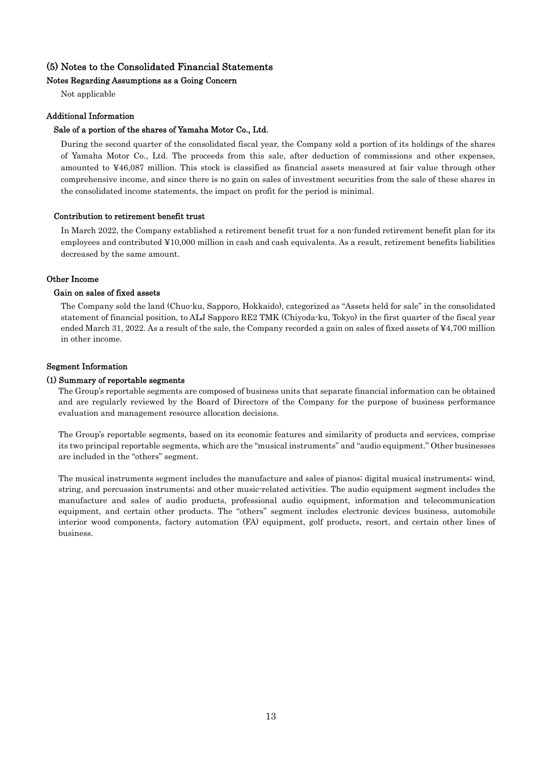## (5) Notes to the Consolidated Financial Statements

### Notes Regarding Assumptions as a Going Concern

Not applicable

### Additional Information

#### Sale of a portion of the shares of Yamaha Motor Co., Ltd.

During the second quarter of the consolidated fiscal year, the Company sold a portion of its holdings of the shares of Yamaha Motor Co., Ltd. The proceeds from this sale, after deduction of commissions and other expenses, amounted to ¥46,087 million. This stock is classified as financial assets measured at fair value through other comprehensive income, and since there is no gain on sales of investment securities from the sale of these shares in the consolidated income statements, the impact on profit for the period is minimal.

#### Contribution to retirement benefit trust

In March 2022, the Company established a retirement benefit trust for a non-funded retirement benefit plan for its employees and contributed ¥10,000 million in cash and cash equivalents. As a result, retirement benefits liabilities decreased by the same amount.

### Other Income

#### Gain on sales of fixed assets

The Company sold the land (Chuo-ku, Sapporo, Hokkaido), categorized as "Assets held for sale" in the consolidated statement of financial position, to ALJ Sapporo RE2 TMK (Chiyoda-ku, Tokyo) in the first quarter of the fiscal year ended March 31, 2022. As a result of the sale, the Company recorded a gain on sales of fixed assets of ¥4,700 million in other income.

### Segment Information

#### (1) Summary of reportable segments

The Group's reportable segments are composed of business units that separate financial information can be obtained and are regularly reviewed by the Board of Directors of the Company for the purpose of business performance evaluation and management resource allocation decisions.

The Group's reportable segments, based on its economic features and similarity of products and services, comprise its two principal reportable segments, which are the "musical instruments" and "audio equipment." Other businesses are included in the "others" segment.

The musical instruments segment includes the manufacture and sales of pianos; digital musical instruments; wind, string, and percussion instruments; and other music-related activities. The audio equipment segment includes the manufacture and sales of audio products, professional audio equipment, information and telecommunication equipment, and certain other products. The "others" segment includes electronic devices business, automobile interior wood components, factory automation (FA) equipment, golf products, resort, and certain other lines of business.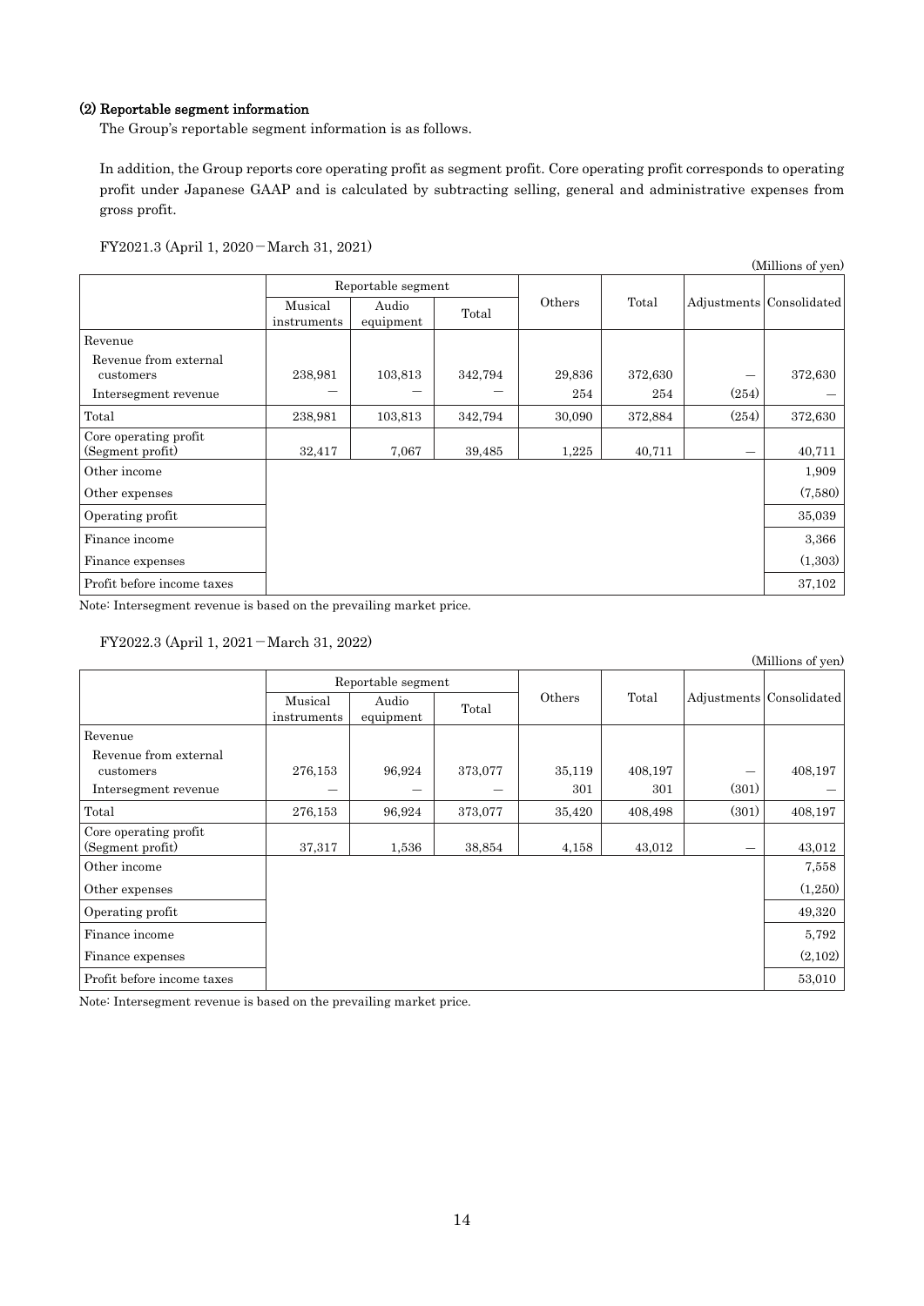### (2) Reportable segment information

The Group's reportable segment information is as follows.

In addition, the Group reports core operating profit as segment profit. Core operating profit corresponds to operating profit under Japanese GAAP and is calculated by subtracting selling, general and administrative expenses from gross profit.

FY2021.3 (April 1, 2020－March 31, 2021)

(Millions of yen)

| | Reportable segment | | | Others | Total | Adjustments | Consolidated |
|---|---|---|---|---|---|---|---|
| | Musical instruments | Audio equipment | Total | | | | |
| Revenue | | | | | | | |
| Revenue from external customers | 238,981 | 103,813 | 342,794 | 29,836 | 372,630 | — | 372,630 |
| Intersegment revenue | — | — | — | 254 | 254 | (254) | — |
| Total | 238,981 | 103,813 | 342,794 | 30,090 | 372,884 | (254) | 372,630 |
| Core operating profit (Segment profit) | 32,417 | 7,067 | 39,485 | 1,225 | 40,711 | — | 40,711 |
| Other income | | | | | | | 1,909 |
| Other expenses | | | | | | | (7,580) |
| Operating profit | | | | | | | 35,039 |
| Finance income | | | | | | | 3,366 |
| Finance expenses | | | | | | | (1,303) |
| Profit before income taxes | | | | | | | 37,102 |

Note: Intersegment revenue is based on the prevailing market price.

FY2022.3 (April 1, 2021－March 31, 2022)

(Millions of yen)

| | Reportable segment | | | Others | Total | Adjustments | Consolidated |
|---|---|---|---|---|---|---|---|
| | Musical instruments | Audio equipment | Total | | | | |
| Revenue | | | | | | | |
| Revenue from external customers | 276,153 | 96,924 | 373,077 | 35,119 | 408,197 | — | 408,197 |
| Intersegment revenue | — | — | — | 301 | 301 | (301) | — |
| Total | 276,153 | 96,924 | 373,077 | 35,420 | 408,498 | (301) | 408,197 |
| Core operating profit (Segment profit) | 37,317 | 1,536 | 38,854 | 4,158 | 43,012 | — | 43,012 |
| Other income | | | | | | | 7,558 |
| Other expenses | | | | | | | (1,250) |
| Operating profit | | | | | | | 49,320 |
| Finance income | | | | | | | 5,792 |
| Finance expenses | | | | | | | (2,102) |
| Profit before income taxes | | | | | | | 53,010 |

Note: Intersegment revenue is based on the prevailing market price.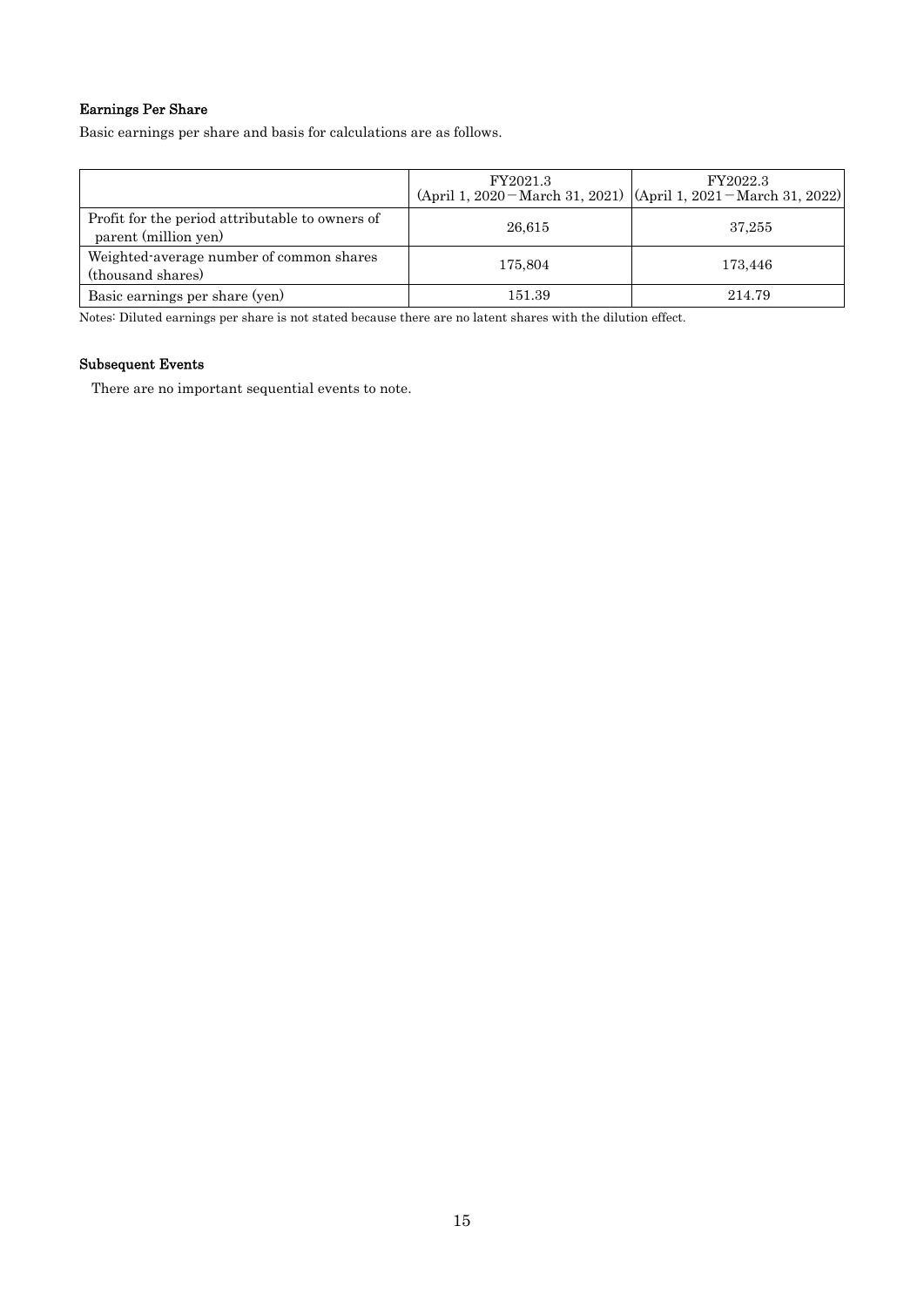### Earnings Per Share

Basic earnings per share and basis for calculations are as follows.

| | FY2021.3 (April 1, 2020－March 31, 2021) | FY2022.3 (April 1, 2021－March 31, 2022) |
|---|---|---|
| Profit for the period attributable to owners of parent (million yen) | 26,615 | 37,255 |
| Weighted-average number of common shares (thousand shares) | 175,804 | 173,446 |
| Basic earnings per share (yen) | 151.39 | 214.79 |

Notes: Diluted earnings per share is not stated because there are no latent shares with the dilution effect.

### Subsequent Events

There are no important sequential events to note.